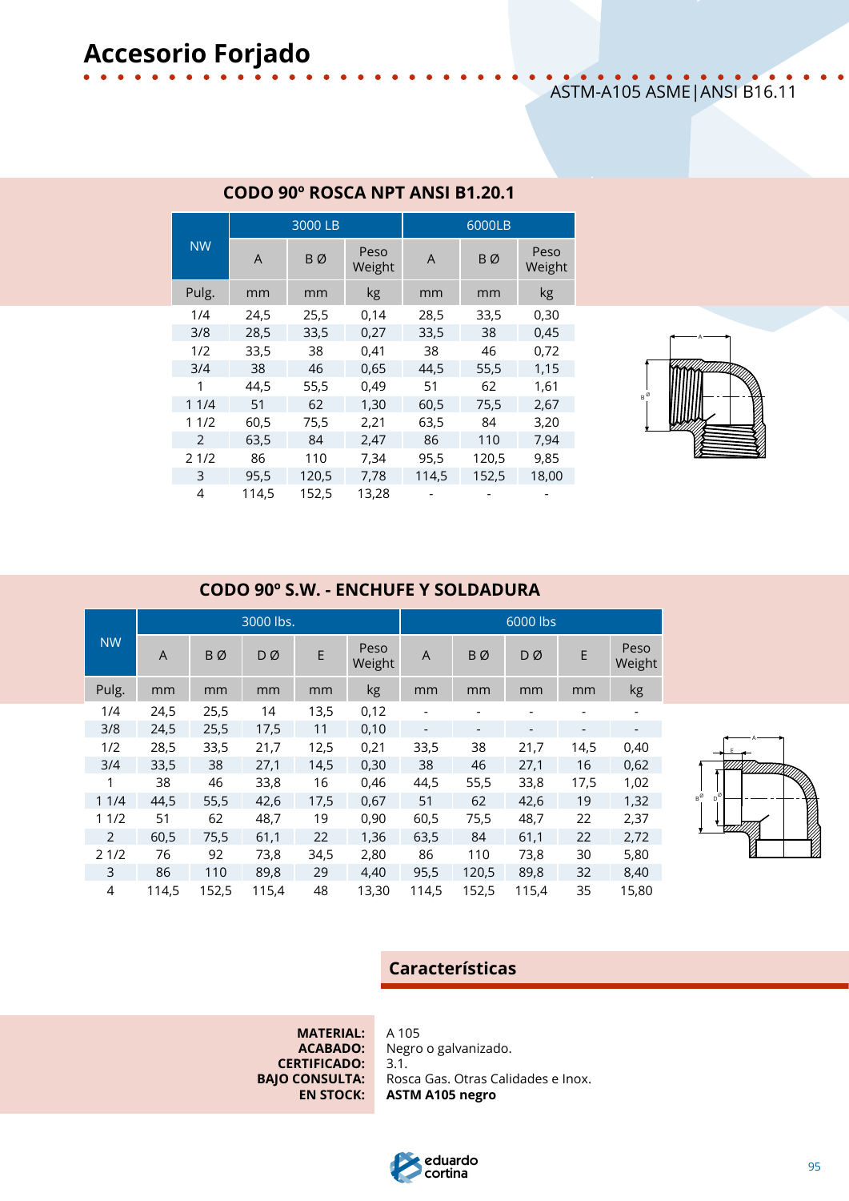# Accesorio Forjado

ASTM-A105 ASME|ANSI B16.11

## CODO 90º ROSCA NPT ANSI B1.20.1

| NW | 3000 LB | | | 6000LB | | |
|---|---|---|---|---|---|---|
| | A | B Ø | Peso Weight | A | B Ø | Peso Weight |
| Pulg. | mm | mm | kg | mm | mm | kg |
| 1/4 | 24,5 | 25,5 | 0,14 | 28,5 | 33,5 | 0,30 |
| 3/8 | 28,5 | 33,5 | 0,27 | 33,5 | 38 | 0,45 |
| 1/2 | 33,5 | 38 | 0,41 | 38 | 46 | 0,72 |
| 3/4 | 38 | 46 | 0,65 | 44,5 | 55,5 | 1,15 |
| 1 | 44,5 | 55,5 | 0,49 | 51 | 62 | 1,61 |
| 1 1/4 | 51 | 62 | 1,30 | 60,5 | 75,5 | 2,67 |
| 1 1/2 | 60,5 | 75,5 | 2,21 | 63,5 | 84 | 3,20 |
| 2 | 63,5 | 84 | 2,47 | 86 | 110 | 7,94 |
| 2 1/2 | 86 | 110 | 7,34 | 95,5 | 120,5 | 9,85 |
| 3 | 95,5 | 120,5 | 7,78 | 114,5 | 152,5 | 18,00 |
| 4 | 114,5 | 152,5 | 13,28 | - | - | - |

## CODO 90º S.W. - ENCHUFE Y SOLDADURA

| NW | 3000 lbs. | | | | | 6000 lbs | | | | |
|---|---|---|---|---|---|---|---|---|---|---|
| | A | B Ø | D Ø | E | Peso Weight | A | B Ø | D Ø | E | Peso Weight |
| Pulg. | mm | mm | mm | mm | kg | mm | mm | mm | mm | kg |
| 1/4 | 24,5 | 25,5 | 14 | 13,5 | 0,12 | - | - | - | - | - |
| 3/8 | 24,5 | 25,5 | 17,5 | 11 | 0,10 | - | - | - | - | - |
| 1/2 | 28,5 | 33,5 | 21,7 | 12,5 | 0,21 | 33,5 | 38 | 21,7 | 14,5 | 0,40 |
| 3/4 | 33,5 | 38 | 27,1 | 14,5 | 0,30 | 38 | 46 | 27,1 | 16 | 0,62 |
| 1 | 38 | 46 | 33,8 | 16 | 0,46 | 44,5 | 55,5 | 33,8 | 17,5 | 1,02 |
| 1 1/4 | 44,5 | 55,5 | 42,6 | 17,5 | 0,67 | 51 | 62 | 42,6 | 19 | 1,32 |
| 1 1/2 | 51 | 62 | 48,7 | 19 | 0,90 | 60,5 | 75,5 | 48,7 | 22 | 2,37 |
| 2 | 60,5 | 75,5 | 61,1 | 22 | 1,36 | 63,5 | 84 | 61,1 | 22 | 2,72 |
| 2 1/2 | 76 | 92 | 73,8 | 34,5 | 2,80 | 86 | 110 | 73,8 | 30 | 5,80 |
| 3 | 86 | 110 | 89,8 | 29 | 4,40 | 95,5 | 120,5 | 89,8 | 32 | 8,40 |
| 4 | 114,5 | 152,5 | 115,4 | 48 | 13,30 | 114,5 | 152,5 | 115,4 | 35 | 15,80 |

## Características

**MATERIAL:** A 105
**ACABADO:** Negro o galvanizado.
**CERTIFICADO:** 3.1.
**BAJO CONSULTA:** Rosca Gas. Otras Calidades e Inox.
**EN STOCK:** **ASTM A105 negro**

eduardo cortina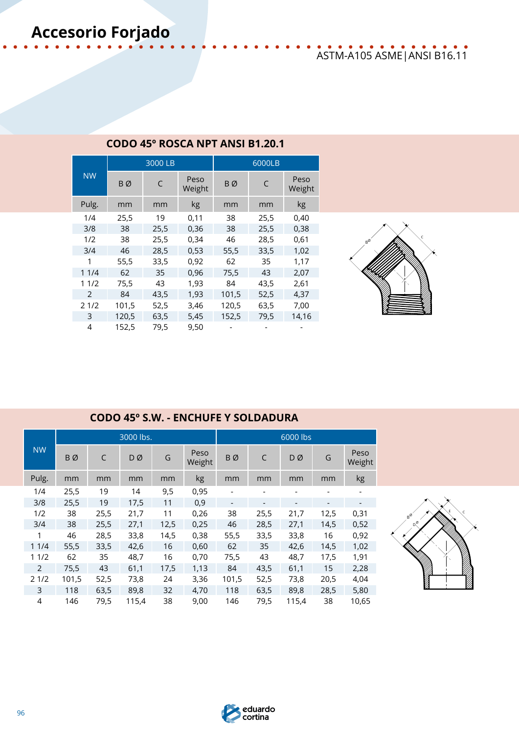# Accesorio Forjado

ASTM-A105 ASME|ANSI B16.11

## CODO 45º ROSCA NPT ANSI B1.20.1

| NW | 3000 LB | | | 6000LB | | |
|---|---|---|---|---|---|---|
| | B Ø | C | Peso Weight | B Ø | C | Peso Weight |
| Pulg. | mm | mm | kg | mm | mm | kg |
| 1/4 | 25,5 | 19 | 0,11 | 38 | 25,5 | 0,40 |
| 3/8 | 38 | 25,5 | 0,36 | 38 | 25,5 | 0,38 |
| 1/2 | 38 | 25,5 | 0,34 | 46 | 28,5 | 0,61 |
| 3/4 | 46 | 28,5 | 0,53 | 55,5 | 33,5 | 1,02 |
| 1 | 55,5 | 33,5 | 0,92 | 62 | 35 | 1,17 |
| 1 1/4 | 62 | 35 | 0,96 | 75,5 | 43 | 2,07 |
| 1 1/2 | 75,5 | 43 | 1,93 | 84 | 43,5 | 2,61 |
| 2 | 84 | 43,5 | 1,93 | 101,5 | 52,5 | 4,37 |
| 2 1/2 | 101,5 | 52,5 | 3,46 | 120,5 | 63,5 | 7,00 |
| 3 | 120,5 | 63,5 | 5,45 | 152,5 | 79,5 | 14,16 |
| 4 | 152,5 | 79,5 | 9,50 | - | - | - |

## CODO 45º S.W. - ENCHUFE Y SOLDADURA

| NW | 3000 lbs. | | | | | 6000 lbs | | | | |
|---|---|---|---|---|---|---|---|---|---|---|
| | B Ø | C | D Ø | G | Peso Weight | B Ø | C | D Ø | G | Peso Weight |
| Pulg. | mm | mm | mm | mm | kg | mm | mm | mm | mm | kg |
| 1/4 | 25,5 | 19 | 14 | 9,5 | 0,95 | - | - | - | - | - |
| 3/8 | 25,5 | 19 | 17,5 | 11 | 0,9 | - | - | - | - | - |
| 1/2 | 38 | 25,5 | 21,7 | 11 | 0,26 | 38 | 25,5 | 21,7 | 12,5 | 0,31 |
| 3/4 | 38 | 25,5 | 27,1 | 12,5 | 0,25 | 46 | 28,5 | 27,1 | 14,5 | 0,52 |
| 1 | 46 | 28,5 | 33,8 | 14,5 | 0,38 | 55,5 | 33,5 | 33,8 | 16 | 0,92 |
| 1 1/4 | 55,5 | 33,5 | 42,6 | 16 | 0,60 | 62 | 35 | 42,6 | 14,5 | 1,02 |
| 1 1/2 | 62 | 35 | 48,7 | 16 | 0,70 | 75,5 | 43 | 48,7 | 17,5 | 1,91 |
| 2 | 75,5 | 43 | 61,1 | 17,5 | 1,13 | 84 | 43,5 | 61,1 | 15 | 2,28 |
| 2 1/2 | 101,5 | 52,5 | 73,8 | 24 | 3,36 | 101,5 | 52,5 | 73,8 | 20,5 | 4,04 |
| 3 | 118 | 63,5 | 89,8 | 32 | 4,70 | 118 | 63,5 | 89,8 | 28,5 | 5,80 |
| 4 | 146 | 79,5 | 115,4 | 38 | 9,00 | 146 | 79,5 | 115,4 | 38 | 10,65 |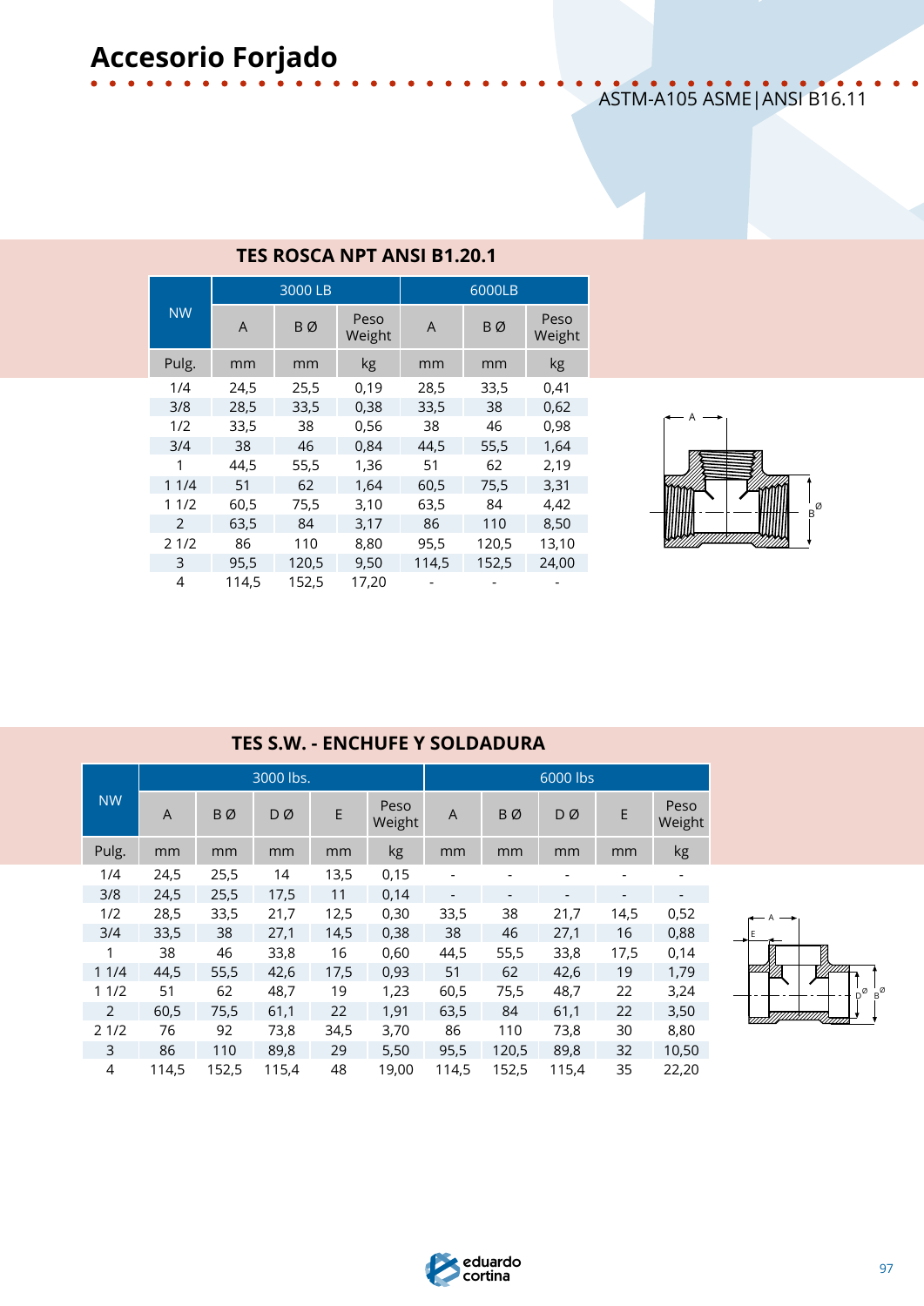# Accesorio Forjado

ASTM-A105 ASME|ANSI B16.11

## TES ROSCA NPT ANSI B1.20.1

| NW | 3000 LB | | | 6000LB | | |
|---|---|---|---|---|---|---|
| | A | B Ø | Peso Weight | A | B Ø | Peso Weight |
| Pulg. | mm | mm | kg | mm | mm | kg |
| 1/4 | 24,5 | 25,5 | 0,19 | 28,5 | 33,5 | 0,41 |
| 3/8 | 28,5 | 33,5 | 0,38 | 33,5 | 38 | 0,62 |
| 1/2 | 33,5 | 38 | 0,56 | 38 | 46 | 0,98 |
| 3/4 | 38 | 46 | 0,84 | 44,5 | 55,5 | 1,64 |
| 1 | 44,5 | 55,5 | 1,36 | 51 | 62 | 2,19 |
| 1 1/4 | 51 | 62 | 1,64 | 60,5 | 75,5 | 3,31 |
| 1 1/2 | 60,5 | 75,5 | 3,10 | 63,5 | 84 | 4,42 |
| 2 | 63,5 | 84 | 3,17 | 86 | 110 | 8,50 |
| 2 1/2 | 86 | 110 | 8,80 | 95,5 | 120,5 | 13,10 |
| 3 | 95,5 | 120,5 | 9,50 | 114,5 | 152,5 | 24,00 |
| 4 | 114,5 | 152,5 | 17,20 | - | - | - |

## TES S.W. - ENCHUFE Y SOLDADURA

| NW | 3000 lbs. | | | | | 6000 lbs | | | | |
|---|---|---|---|---|---|---|---|---|---|---|
| | A | B Ø | D Ø | E | Peso Weight | A | B Ø | D Ø | E | Peso Weight |
| Pulg. | mm | mm | mm | mm | kg | mm | mm | mm | mm | kg |
| 1/4 | 24,5 | 25,5 | 14 | 13,5 | 0,15 | - | - | - | - | - |
| 3/8 | 24,5 | 25,5 | 17,5 | 11 | 0,14 | - | - | - | - | - |
| 1/2 | 28,5 | 33,5 | 21,7 | 12,5 | 0,30 | 33,5 | 38 | 21,7 | 14,5 | 0,52 |
| 3/4 | 33,5 | 38 | 27,1 | 14,5 | 0,38 | 38 | 46 | 27,1 | 16 | 0,88 |
| 1 | 38 | 46 | 33,8 | 16 | 0,60 | 44,5 | 55,5 | 33,8 | 17,5 | 0,14 |
| 1 1/4 | 44,5 | 55,5 | 42,6 | 17,5 | 0,93 | 51 | 62 | 42,6 | 19 | 1,79 |
| 1 1/2 | 51 | 62 | 48,7 | 19 | 1,23 | 60,5 | 75,5 | 48,7 | 22 | 3,24 |
| 2 | 60,5 | 75,5 | 61,1 | 22 | 1,91 | 63,5 | 84 | 61,1 | 22 | 3,50 |
| 2 1/2 | 76 | 92 | 73,8 | 34,5 | 3,70 | 86 | 110 | 73,8 | 30 | 8,80 |
| 3 | 86 | 110 | 89,8 | 29 | 5,50 | 95,5 | 120,5 | 89,8 | 32 | 10,50 |
| 4 | 114,5 | 152,5 | 115,4 | 48 | 19,00 | 114,5 | 152,5 | 115,4 | 35 | 22,20 |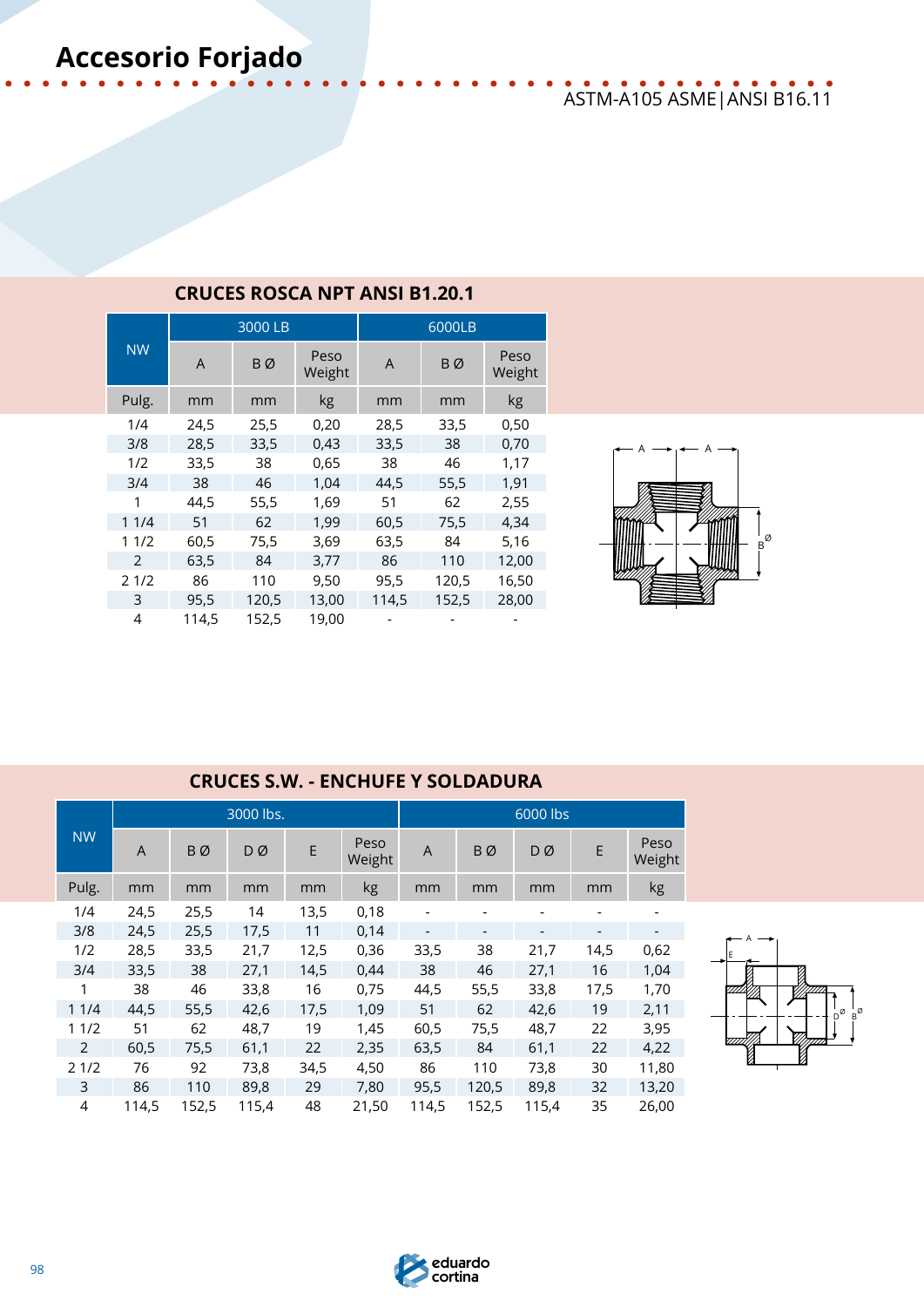# Accesorio Forjado

ASTM-A105 ASME|ANSI B16.11

## CRUCES ROSCA NPT ANSI B1.20.1

| NW | 3000 LB | | | 6000LB | | |
|---|---|---|---|---|---|---|
| | A | B Ø | Peso Weight | A | B Ø | Peso Weight |
| Pulg. | mm | mm | kg | mm | mm | kg |
| 1/4 | 24,5 | 25,5 | 0,20 | 28,5 | 33,5 | 0,50 |
| 3/8 | 28,5 | 33,5 | 0,43 | 33,5 | 38 | 0,70 |
| 1/2 | 33,5 | 38 | 0,65 | 38 | 46 | 1,17 |
| 3/4 | 38 | 46 | 1,04 | 44,5 | 55,5 | 1,91 |
| 1 | 44,5 | 55,5 | 1,69 | 51 | 62 | 2,55 |
| 1 1/4 | 51 | 62 | 1,99 | 60,5 | 75,5 | 4,34 |
| 1 1/2 | 60,5 | 75,5 | 3,69 | 63,5 | 84 | 5,16 |
| 2 | 63,5 | 84 | 3,77 | 86 | 110 | 12,00 |
| 2 1/2 | 86 | 110 | 9,50 | 95,5 | 120,5 | 16,50 |
| 3 | 95,5 | 120,5 | 13,00 | 114,5 | 152,5 | 28,00 |
| 4 | 114,5 | 152,5 | 19,00 | - | - | - |

## CRUCES S.W. - ENCHUFE Y SOLDADURA

| NW | 3000 lbs. | | | | | 6000 lbs | | | | |
|---|---|---|---|---|---|---|---|---|---|---|
| | A | B Ø | D Ø | E | Peso Weight | A | B Ø | D Ø | E | Peso Weight |
| Pulg. | mm | mm | mm | mm | kg | mm | mm | mm | mm | kg |
| 1/4 | 24,5 | 25,5 | 14 | 13,5 | 0,18 | - | - | - | - | - |
| 3/8 | 24,5 | 25,5 | 17,5 | 11 | 0,14 | - | - | - | - | - |
| 1/2 | 28,5 | 33,5 | 21,7 | 12,5 | 0,36 | 33,5 | 38 | 21,7 | 14,5 | 0,62 |
| 3/4 | 33,5 | 38 | 27,1 | 14,5 | 0,44 | 38 | 46 | 27,1 | 16 | 1,04 |
| 1 | 38 | 46 | 33,8 | 16 | 0,75 | 44,5 | 55,5 | 33,8 | 17,5 | 1,70 |
| 1 1/4 | 44,5 | 55,5 | 42,6 | 17,5 | 1,09 | 51 | 62 | 42,6 | 19 | 2,11 |
| 1 1/2 | 51 | 62 | 48,7 | 19 | 1,45 | 60,5 | 75,5 | 48,7 | 22 | 3,95 |
| 2 | 60,5 | 75,5 | 61,1 | 22 | 2,35 | 63,5 | 84 | 61,1 | 22 | 4,22 |
| 2 1/2 | 76 | 92 | 73,8 | 34,5 | 4,50 | 86 | 110 | 73,8 | 30 | 11,80 |
| 3 | 86 | 110 | 89,8 | 29 | 7,80 | 95,5 | 120,5 | 89,8 | 32 | 13,20 |
| 4 | 114,5 | 152,5 | 115,4 | 48 | 21,50 | 114,5 | 152,5 | 115,4 | 35 | 26,00 |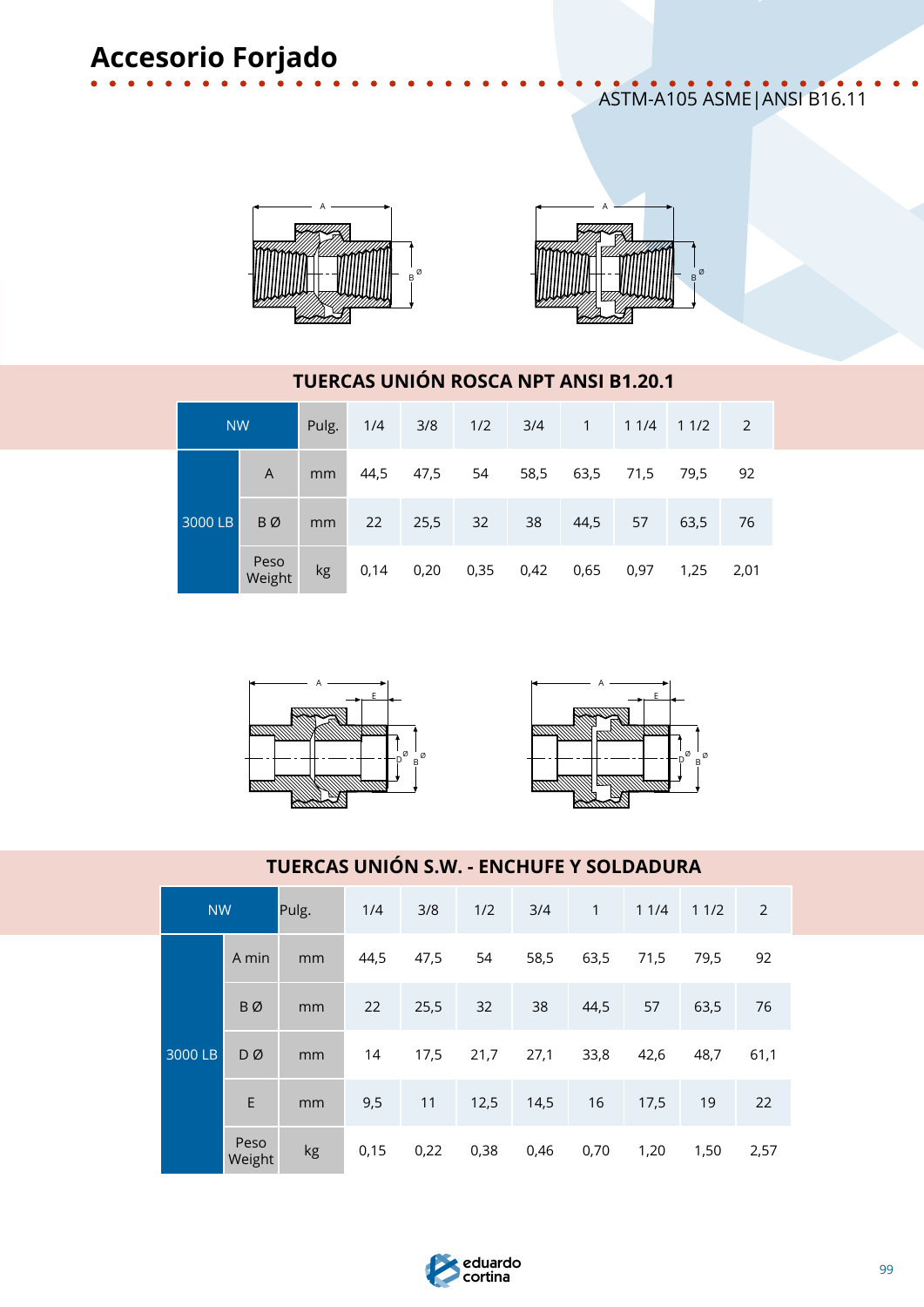# Accesorio Forjado

ASTM-A105 ASME|ANSI B16.11

## TUERCAS UNIÓN ROSCA NPT ANSI B1.20.1

| NW | | Pulg. | 1/4 | 3/8 | 1/2 | 3/4 | 1 | 1 1/4 | 1 1/2 | 2 |
|---|---|---|---|---|---|---|---|---|---|---|
| 3000 LB | A | mm | 44,5 | 47,5 | 54 | 58,5 | 63,5 | 71,5 | 79,5 | 92 |
| | B Ø | mm | 22 | 25,5 | 32 | 38 | 44,5 | 57 | 63,5 | 76 |
| | Peso Weight | kg | 0,14 | 0,20 | 0,35 | 0,42 | 0,65 | 0,97 | 1,25 | 2,01 |

## TUERCAS UNIÓN S.W. - ENCHUFE Y SOLDADURA

| NW | | Pulg. | 1/4 | 3/8 | 1/2 | 3/4 | 1 | 1 1/4 | 1 1/2 | 2 |
|---|---|---|---|---|---|---|---|---|---|---|
| 3000 LB | A min | mm | 44,5 | 47,5 | 54 | 58,5 | 63,5 | 71,5 | 79,5 | 92 |
| | B Ø | mm | 22 | 25,5 | 32 | 38 | 44,5 | 57 | 63,5 | 76 |
| | D Ø | mm | 14 | 17,5 | 21,7 | 27,1 | 33,8 | 42,6 | 48,7 | 61,1 |
| | E | mm | 9,5 | 11 | 12,5 | 14,5 | 16 | 17,5 | 19 | 22 |
| | Peso Weight | kg | 0,15 | 0,22 | 0,38 | 0,46 | 0,70 | 1,20 | 1,50 | 2,57 |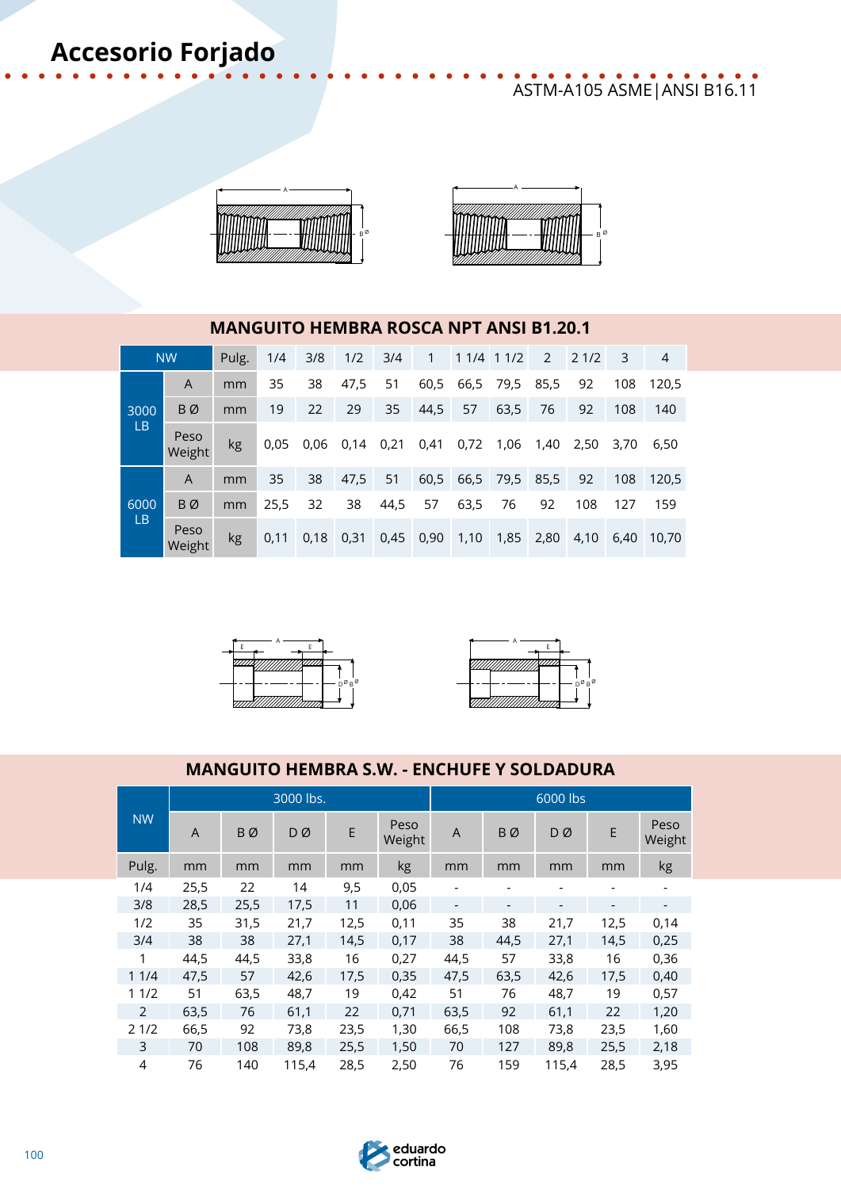# Accesorio Forjado

ASTM-A105 ASME|ANSI B16.11

## MANGUITO HEMBRA ROSCA NPT ANSI B1.20.1

| NW | | Pulg. | 1/4 | 3/8 | 1/2 | 3/4 | 1 | 1 1/4 | 1 1/2 | 2 | 2 1/2 | 3 | 4 |
|---|---|---|---|---|---|---|---|---|---|---|---|---|---|
| 3000 LB | A | mm | 35 | 38 | 47,5 | 51 | 60,5 | 66,5 | 79,5 | 85,5 | 92 | 108 | 120,5 |
| | B Ø | mm | 19 | 22 | 29 | 35 | 44,5 | 57 | 63,5 | 76 | 92 | 108 | 140 |
| | Peso Weight | kg | 0,05 | 0,06 | 0,14 | 0,21 | 0,41 | 0,72 | 1,06 | 1,40 | 2,50 | 3,70 | 6,50 |
| 6000 LB | A | mm | 35 | 38 | 47,5 | 51 | 60,5 | 66,5 | 79,5 | 85,5 | 92 | 108 | 120,5 |
| | B Ø | mm | 25,5 | 32 | 38 | 44,5 | 57 | 63,5 | 76 | 92 | 108 | 127 | 159 |
| | Peso Weight | kg | 0,11 | 0,18 | 0,31 | 0,45 | 0,90 | 1,10 | 1,85 | 2,80 | 4,10 | 6,40 | 10,70 |

## MANGUITO HEMBRA S.W. - ENCHUFE Y SOLDADURA

| NW | 3000 lbs. | | | | | 6000 lbs | | | | |
|---|---|---|---|---|---|---|---|---|---|---|
| | A | B Ø | D Ø | E | Peso Weight | A | B Ø | D Ø | E | Peso Weight |
| Pulg. | mm | mm | mm | mm | kg | mm | mm | mm | mm | kg |
| 1/4 | 25,5 | 22 | 14 | 9,5 | 0,05 | - | - | - | - | - |
| 3/8 | 28,5 | 25,5 | 17,5 | 11 | 0,06 | - | - | - | - | - |
| 1/2 | 35 | 31,5 | 21,7 | 12,5 | 0,11 | 35 | 38 | 21,7 | 12,5 | 0,14 |
| 3/4 | 38 | 38 | 27,1 | 14,5 | 0,17 | 38 | 44,5 | 27,1 | 14,5 | 0,25 |
| 1 | 44,5 | 44,5 | 33,8 | 16 | 0,27 | 44,5 | 57 | 33,8 | 16 | 0,36 |
| 1 1/4 | 47,5 | 57 | 42,6 | 17,5 | 0,35 | 47,5 | 63,5 | 42,6 | 17,5 | 0,40 |
| 1 1/2 | 51 | 63,5 | 48,7 | 19 | 0,42 | 51 | 76 | 48,7 | 19 | 0,57 |
| 2 | 63,5 | 76 | 61,1 | 22 | 0,71 | 63,5 | 92 | 61,1 | 22 | 1,20 |
| 2 1/2 | 66,5 | 92 | 73,8 | 23,5 | 1,30 | 66,5 | 108 | 73,8 | 23,5 | 1,60 |
| 3 | 70 | 108 | 89,8 | 25,5 | 1,50 | 70 | 127 | 89,8 | 25,5 | 2,18 |
| 4 | 76 | 140 | 115,4 | 28,5 | 2,50 | 76 | 159 | 115,4 | 28,5 | 3,95 |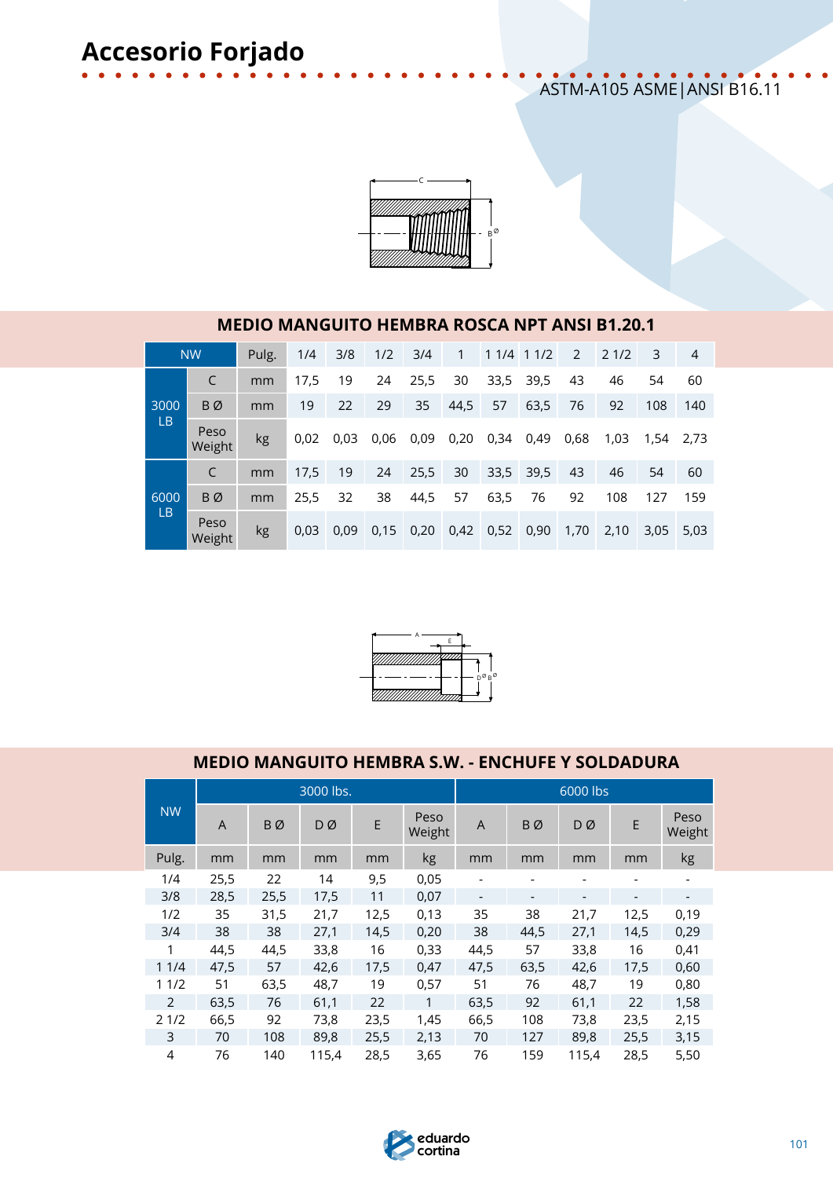# Accesorio Forjado

ASTM-A105 ASME|ANSI B16.11

## MEDIO MANGUITO HEMBRA ROSCA NPT ANSI B1.20.1

| NW | | Pulg. | 1/4 | 3/8 | 1/2 | 3/4 | 1 | 1 1/4 | 1 1/2 | 2 | 2 1/2 | 3 | 4 |
|---|---|---|---|---|---|---|---|---|---|---|---|---|---|
| 3000 LB | C | mm | 17,5 | 19 | 24 | 25,5 | 30 | 33,5 | 39,5 | 43 | 46 | 54 | 60 |
| | B Ø | mm | 19 | 22 | 29 | 35 | 44,5 | 57 | 63,5 | 76 | 92 | 108 | 140 |
| | Peso Weight | kg | 0,02 | 0,03 | 0,06 | 0,09 | 0,20 | 0,34 | 0,49 | 0,68 | 1,03 | 1,54 | 2,73 |
| 6000 LB | C | mm | 17,5 | 19 | 24 | 25,5 | 30 | 33,5 | 39,5 | 43 | 46 | 54 | 60 |
| | B Ø | mm | 25,5 | 32 | 38 | 44,5 | 57 | 63,5 | 76 | 92 | 108 | 127 | 159 |
| | Peso Weight | kg | 0,03 | 0,09 | 0,15 | 0,20 | 0,42 | 0,52 | 0,90 | 1,70 | 2,10 | 3,05 | 5,03 |

## MEDIO MANGUITO HEMBRA S.W. - ENCHUFE Y SOLDADURA

| NW | 3000 lbs. | | | | | 6000 lbs | | | | |
|---|---|---|---|---|---|---|---|---|---|---|
| | A | B Ø | D Ø | E | Peso Weight | A | B Ø | D Ø | E | Peso Weight |
| Pulg. | mm | mm | mm | mm | kg | mm | mm | mm | mm | kg |
| 1/4 | 25,5 | 22 | 14 | 9,5 | 0,05 | - | - | - | - | - |
| 3/8 | 28,5 | 25,5 | 17,5 | 11 | 0,07 | - | - | - | - | - |
| 1/2 | 35 | 31,5 | 21,7 | 12,5 | 0,13 | 35 | 38 | 21,7 | 12,5 | 0,19 |
| 3/4 | 38 | 38 | 27,1 | 14,5 | 0,20 | 38 | 44,5 | 27,1 | 14,5 | 0,29 |
| 1 | 44,5 | 44,5 | 33,8 | 16 | 0,33 | 44,5 | 57 | 33,8 | 16 | 0,41 |
| 1 1/4 | 47,5 | 57 | 42,6 | 17,5 | 0,47 | 47,5 | 63,5 | 42,6 | 17,5 | 0,60 |
| 1 1/2 | 51 | 63,5 | 48,7 | 19 | 0,57 | 51 | 76 | 48,7 | 19 | 0,80 |
| 2 | 63,5 | 76 | 61,1 | 22 | 1 | 63,5 | 92 | 61,1 | 22 | 1,58 |
| 2 1/2 | 66,5 | 92 | 73,8 | 23,5 | 1,45 | 66,5 | 108 | 73,8 | 23,5 | 2,15 |
| 3 | 70 | 108 | 89,8 | 25,5 | 2,13 | 70 | 127 | 89,8 | 25,5 | 3,15 |
| 4 | 76 | 140 | 115,4 | 28,5 | 3,65 | 76 | 159 | 115,4 | 28,5 | 5,50 |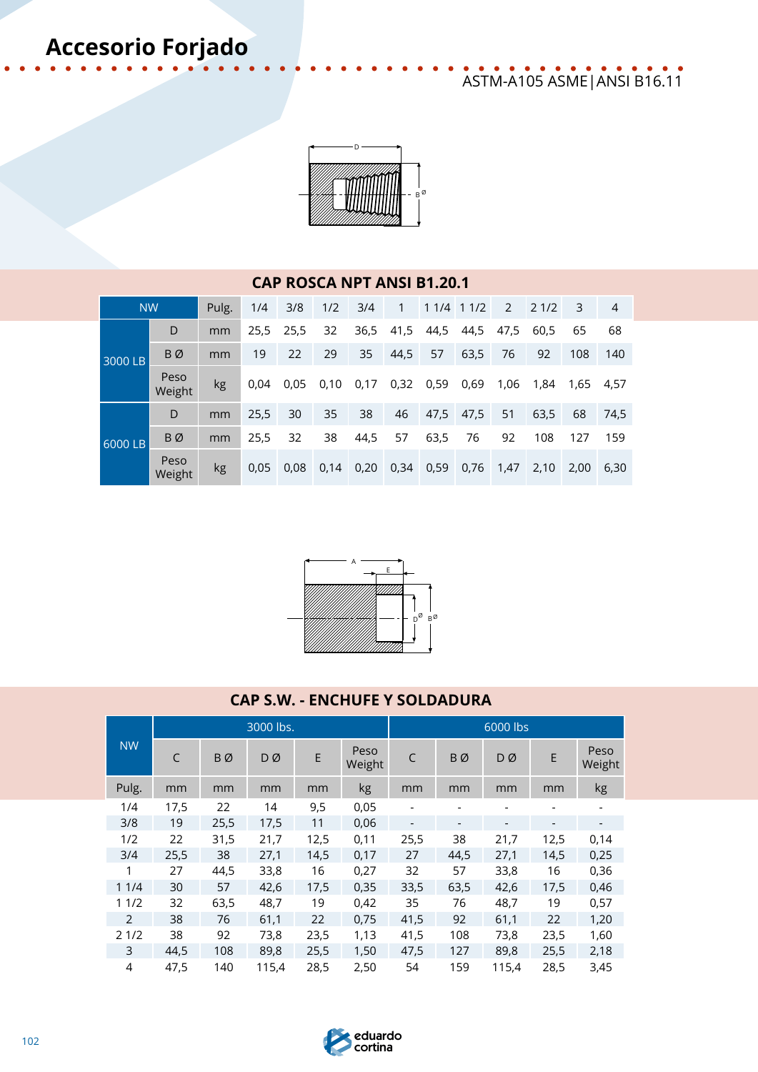# Accesorio Forjado

ASTM-A105 ASME|ANSI B16.11

## CAP ROSCA NPT ANSI B1.20.1

| NW | | Pulg. | 1/4 | 3/8 | 1/2 | 3/4 | 1 | 1 1/4 | 1 1/2 | 2 | 2 1/2 | 3 | 4 |
|---|---|---|---|---|---|---|---|---|---|---|---|---|---|
| 3000 LB | D | mm | 25,5 | 25,5 | 32 | 36,5 | 41,5 | 44,5 | 44,5 | 47,5 | 60,5 | 65 | 68 |
| | B Ø | mm | 19 | 22 | 29 | 35 | 44,5 | 57 | 63,5 | 76 | 92 | 108 | 140 |
| | Peso Weight | kg | 0,04 | 0,05 | 0,10 | 0,17 | 0,32 | 0,59 | 0,69 | 1,06 | 1,84 | 1,65 | 4,57 |
| 6000 LB | D | mm | 25,5 | 30 | 35 | 38 | 46 | 47,5 | 47,5 | 51 | 63,5 | 68 | 74,5 |
| | B Ø | mm | 25,5 | 32 | 38 | 44,5 | 57 | 63,5 | 76 | 92 | 108 | 127 | 159 |
| | Peso Weight | kg | 0,05 | 0,08 | 0,14 | 0,20 | 0,34 | 0,59 | 0,76 | 1,47 | 2,10 | 2,00 | 6,30 |

## CAP S.W. - ENCHUFE Y SOLDADURA

| NW | 3000 lbs. | | | | | 6000 lbs | | | | |
|---|---|---|---|---|---|---|---|---|---|---|
| | C | B Ø | D Ø | E | Peso Weight | C | B Ø | D Ø | E | Peso Weight |
| Pulg. | mm | mm | mm | mm | kg | mm | mm | mm | mm | kg |
| 1/4 | 17,5 | 22 | 14 | 9,5 | 0,05 | - | - | - | - | - |
| 3/8 | 19 | 25,5 | 17,5 | 11 | 0,06 | - | - | - | - | - |
| 1/2 | 22 | 31,5 | 21,7 | 12,5 | 0,11 | 25,5 | 38 | 21,7 | 12,5 | 0,14 |
| 3/4 | 25,5 | 38 | 27,1 | 14,5 | 0,17 | 27 | 44,5 | 27,1 | 14,5 | 0,25 |
| 1 | 27 | 44,5 | 33,8 | 16 | 0,27 | 32 | 57 | 33,8 | 16 | 0,36 |
| 1 1/4 | 30 | 57 | 42,6 | 17,5 | 0,35 | 33,5 | 63,5 | 42,6 | 17,5 | 0,46 |
| 1 1/2 | 32 | 63,5 | 48,7 | 19 | 0,42 | 35 | 76 | 48,7 | 19 | 0,57 |
| 2 | 38 | 76 | 61,1 | 22 | 0,75 | 41,5 | 92 | 61,1 | 22 | 1,20 |
| 2 1/2 | 38 | 92 | 73,8 | 23,5 | 1,13 | 41,5 | 108 | 73,8 | 23,5 | 1,60 |
| 3 | 44,5 | 108 | 89,8 | 25,5 | 1,50 | 47,5 | 127 | 89,8 | 25,5 | 2,18 |
| 4 | 47,5 | 140 | 115,4 | 28,5 | 2,50 | 54 | 159 | 115,4 | 28,5 | 3,45 |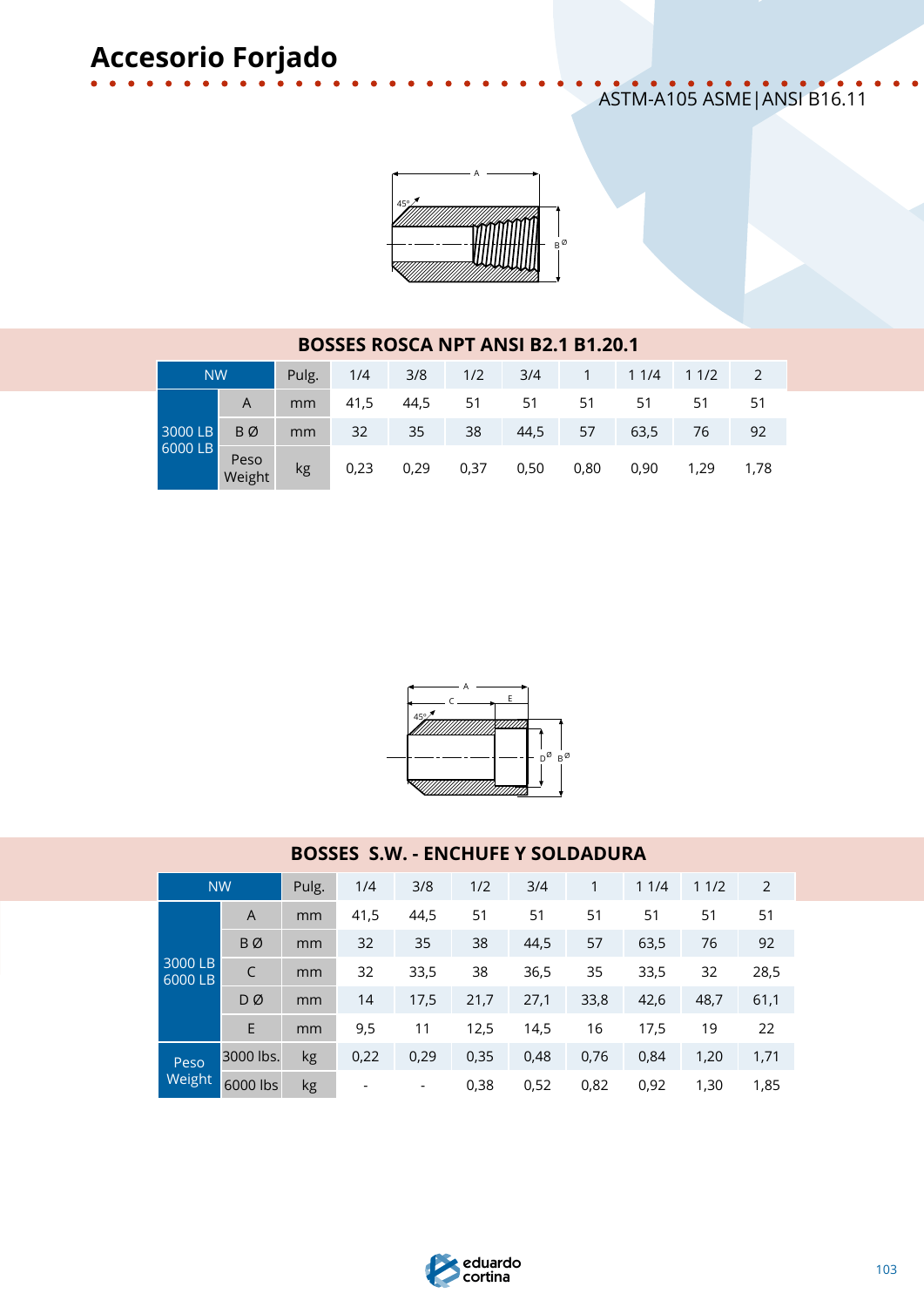# Accesorio Forjado

ASTM-A105 ASME|ANSI B16.11

## BOSSES ROSCA NPT ANSI B2.1 B1.20.1

| NW | | Pulg. | 1/4 | 3/8 | 1/2 | 3/4 | 1 | 1 1/4 | 1 1/2 | 2 |
|---|---|---|---|---|---|---|---|---|---|---|
| 3000 LB 6000 LB | A | mm | 41,5 | 44,5 | 51 | 51 | 51 | 51 | 51 | 51 |
| | B Ø | mm | 32 | 35 | 38 | 44,5 | 57 | 63,5 | 76 | 92 |
| | Peso Weight | kg | 0,23 | 0,29 | 0,37 | 0,50 | 0,80 | 0,90 | 1,29 | 1,78 |

## BOSSES S.W. - ENCHUFE Y SOLDADURA

| NW | | Pulg. | 1/4 | 3/8 | 1/2 | 3/4 | 1 | 1 1/4 | 1 1/2 | 2 |
|---|---|---|---|---|---|---|---|---|---|---|
| 3000 LB 6000 LB | A | mm | 41,5 | 44,5 | 51 | 51 | 51 | 51 | 51 | 51 |
| | B Ø | mm | 32 | 35 | 38 | 44,5 | 57 | 63,5 | 76 | 92 |
| | C | mm | 32 | 33,5 | 38 | 36,5 | 35 | 33,5 | 32 | 28,5 |
| | D Ø | mm | 14 | 17,5 | 21,7 | 27,1 | 33,8 | 42,6 | 48,7 | 61,1 |
| | E | mm | 9,5 | 11 | 12,5 | 14,5 | 16 | 17,5 | 19 | 22 |
| Peso Weight | 3000 lbs. | kg | 0,22 | 0,29 | 0,35 | 0,48 | 0,76 | 0,84 | 1,20 | 1,71 |
| | 6000 lbs | kg | - | - | 0,38 | 0,52 | 0,82 | 0,92 | 1,30 | 1,85 |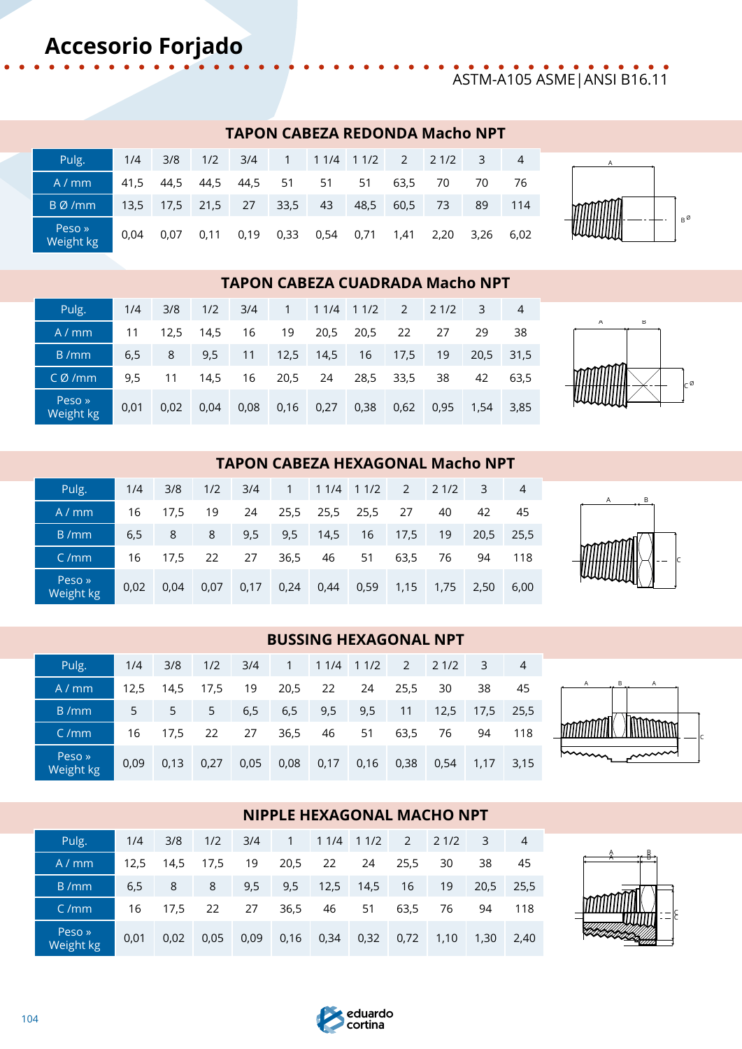# Accesorio Forjado

ASTM-A105 ASME|ANSI B16.11

## TAPON CABEZA REDONDA Macho NPT

| Pulg. | 1/4 | 3/8 | 1/2 | 3/4 | 1 | 1 1/4 | 1 1/2 | 2 | 2 1/2 | 3 | 4 |
|---|---|---|---|---|---|---|---|---|---|---|---|
| A / mm | 41,5 | 44,5 | 44,5 | 44,5 | 51 | 51 | 51 | 63,5 | 70 | 70 | 76 |
| B Ø /mm | 13,5 | 17,5 | 21,5 | 27 | 33,5 | 43 | 48,5 | 60,5 | 73 | 89 | 114 |
| Peso » Weight kg | 0,04 | 0,07 | 0,11 | 0,19 | 0,33 | 0,54 | 0,71 | 1,41 | 2,20 | 3,26 | 6,02 |

## TAPON CABEZA CUADRADA Macho NPT

| Pulg. | 1/4 | 3/8 | 1/2 | 3/4 | 1 | 1 1/4 | 1 1/2 | 2 | 2 1/2 | 3 | 4 |
|---|---|---|---|---|---|---|---|---|---|---|---|
| A / mm | 11 | 12,5 | 14,5 | 16 | 19 | 20,5 | 20,5 | 22 | 27 | 29 | 38 |
| B /mm | 6,5 | 8 | 9,5 | 11 | 12,5 | 14,5 | 16 | 17,5 | 19 | 20,5 | 31,5 |
| C Ø /mm | 9,5 | 11 | 14,5 | 16 | 20,5 | 24 | 28,5 | 33,5 | 38 | 42 | 63,5 |
| Peso » Weight kg | 0,01 | 0,02 | 0,04 | 0,08 | 0,16 | 0,27 | 0,38 | 0,62 | 0,95 | 1,54 | 3,85 |

## TAPON CABEZA HEXAGONAL Macho NPT

| Pulg. | 1/4 | 3/8 | 1/2 | 3/4 | 1 | 1 1/4 | 1 1/2 | 2 | 2 1/2 | 3 | 4 |
|---|---|---|---|---|---|---|---|---|---|---|---|
| A / mm | 16 | 17,5 | 19 | 24 | 25,5 | 25,5 | 25,5 | 27 | 40 | 42 | 45 |
| B /mm | 6,5 | 8 | 8 | 9,5 | 9,5 | 14,5 | 16 | 17,5 | 19 | 20,5 | 25,5 |
| C /mm | 16 | 17,5 | 22 | 27 | 36,5 | 46 | 51 | 63,5 | 76 | 94 | 118 |
| Peso » Weight kg | 0,02 | 0,04 | 0,07 | 0,17 | 0,24 | 0,44 | 0,59 | 1,15 | 1,75 | 2,50 | 6,00 |

## BUSSING HEXAGONAL NPT

| Pulg. | 1/4 | 3/8 | 1/2 | 3/4 | 1 | 1 1/4 | 1 1/2 | 2 | 2 1/2 | 3 | 4 |
|---|---|---|---|---|---|---|---|---|---|---|---|
| A / mm | 12,5 | 14,5 | 17,5 | 19 | 20,5 | 22 | 24 | 25,5 | 30 | 38 | 45 |
| B /mm | 5 | 5 | 5 | 6,5 | 6,5 | 9,5 | 9,5 | 11 | 12,5 | 17,5 | 25,5 |
| C /mm | 16 | 17,5 | 22 | 27 | 36,5 | 46 | 51 | 63,5 | 76 | 94 | 118 |
| Peso » Weight kg | 0,09 | 0,13 | 0,27 | 0,05 | 0,08 | 0,17 | 0,16 | 0,38 | 0,54 | 1,17 | 3,15 |

## NIPPLE HEXAGONAL MACHO NPT

| Pulg. | 1/4 | 3/8 | 1/2 | 3/4 | 1 | 1 1/4 | 1 1/2 | 2 | 2 1/2 | 3 | 4 |
|---|---|---|---|---|---|---|---|---|---|---|---|
| A / mm | 12,5 | 14,5 | 17,5 | 19 | 20,5 | 22 | 24 | 25,5 | 30 | 38 | 45 |
| B /mm | 6,5 | 8 | 8 | 9,5 | 9,5 | 12,5 | 14,5 | 16 | 19 | 20,5 | 25,5 |
| C /mm | 16 | 17,5 | 22 | 27 | 36,5 | 46 | 51 | 63,5 | 76 | 94 | 118 |
| Peso » Weight kg | 0,01 | 0,02 | 0,05 | 0,09 | 0,16 | 0,34 | 0,32 | 0,72 | 1,10 | 1,30 | 2,40 |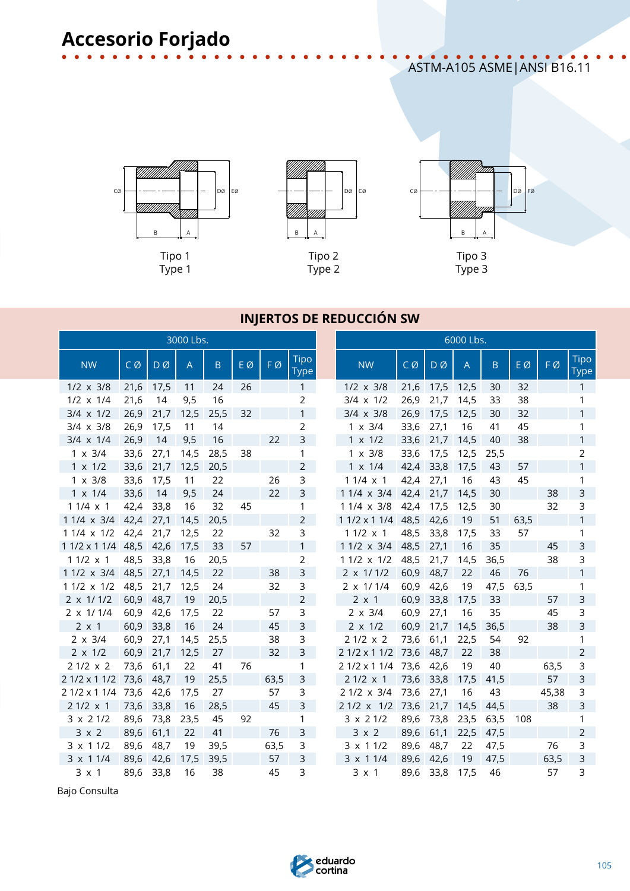# Accesorio Forjado

ASTM-A105 ASME|ANSI B16.11

Tipo 1
Type 1

Tipo 2
Type 2

Tipo 3
Type 3

## INJERTOS DE REDUCCIÓN SW

| 3000 Lbs. | | | | | | | |
|---|---|---|---|---|---|---|---|
| NW | C Ø | D Ø | A | B | E Ø | F Ø | Tipo Type |
| 1/2 x 3/8 | 21,6 | 17,5 | 11 | 24 | 26 | | 1 |
| 1/2 x 1/4 | 21,6 | 14 | 9,5 | 16 | | | 2 |
| 3/4 x 1/2 | 26,9 | 21,7 | 12,5 | 25,5 | 32 | | 1 |
| 3/4 x 3/8 | 26,9 | 17,5 | 11 | 14 | | | 2 |
| 3/4 x 1/4 | 26,9 | 14 | 9,5 | 16 | | 22 | 3 |
| 1 x 3/4 | 33,6 | 27,1 | 14,5 | 28,5 | 38 | | 1 |
| 1 x 1/2 | 33,6 | 21,7 | 12,5 | 20,5 | | | 2 |
| 1 x 3/8 | 33,6 | 17,5 | 11 | 22 | | 26 | 3 |
| 1 x 1/4 | 33,6 | 14 | 9,5 | 24 | | 22 | 3 |
| 1 1/4 x 1 | 42,4 | 33,8 | 16 | 32 | 45 | | 1 |
| 1 1/4 x 3/4 | 42,4 | 27,1 | 14,5 | 20,5 | | | 2 |
| 1 1/4 x 1/2 | 42,4 | 21,7 | 12,5 | 22 | | 32 | 3 |
| 1 1/2 x 1 1/4 | 48,5 | 42,6 | 17,5 | 33 | 57 | | 1 |
| 1 1/2 x 1 | 48,5 | 33,8 | 16 | 20,5 | | | 2 |
| 1 1/2 x 3/4 | 48,5 | 27,1 | 14,5 | 22 | | 38 | 3 |
| 1 1/2 x 1/2 | 48,5 | 21,7 | 12,5 | 24 | | 32 | 3 |
| 2 x 1/ 1/2 | 60,9 | 48,7 | 19 | 20,5 | | | 2 |
| 2 x 1/ 1/4 | 60,9 | 42,6 | 17,5 | 22 | | 57 | 3 |
| 2 x 1 | 60,9 | 33,8 | 16 | 24 | | 45 | 3 |
| 2 x 3/4 | 60,9 | 27,1 | 14,5 | 25,5 | | 38 | 3 |
| 2 x 1/2 | 60,9 | 21,7 | 12,5 | 27 | | 32 | 3 |
| 2 1/2 x 2 | 73,6 | 61,1 | 22 | 41 | 76 | | 1 |
| 2 1/2 x 1 1/2 | 73,6 | 48,7 | 19 | 25,5 | | 63,5 | 3 |
| 2 1/2 x 1 1/4 | 73,6 | 42,6 | 17,5 | 27 | | 57 | 3 |
| 2 1/2 x 1 | 73,6 | 33,8 | 16 | 28,5 | | 45 | 3 |
| 3 x 2 1/2 | 89,6 | 73,8 | 23,5 | 45 | 92 | | 1 |
| 3 x 2 | 89,6 | 61,1 | 22 | 41 | | 76 | 3 |
| 3 x 1 1/2 | 89,6 | 48,7 | 19 | 39,5 | | 63,5 | 3 |
| 3 x 1 1/4 | 89,6 | 42,6 | 17,5 | 39,5 | | 57 | 3 |
| 3 x 1 | 89,6 | 33,8 | 16 | 38 | | 45 | 3 |

| 6000 Lbs. | | | | | | | |
|---|---|---|---|---|---|---|---|
| NW | C Ø | D Ø | A | B | E Ø | F Ø | Tipo Type |
| 1/2 x 3/8 | 21,6 | 17,5 | 12,5 | 30 | 32 | | 1 |
| 3/4 x 1/2 | 26,9 | 21,7 | 14,5 | 33 | 38 | | 1 |
| 3/4 x 3/8 | 26,9 | 17,5 | 12,5 | 30 | 32 | | 1 |
| 1 x 3/4 | 33,6 | 27,1 | 16 | 41 | 45 | | 1 |
| 1 x 1/2 | 33,6 | 21,7 | 14,5 | 40 | 38 | | 1 |
| 1 x 3/8 | 33,6 | 17,5 | 12,5 | 25,5 | | | 2 |
| 1 x 1/4 | 42,4 | 33,8 | 17,5 | 43 | 57 | | 1 |
| 1 1/4 x 1 | 42,4 | 27,1 | 16 | 43 | 45 | | 1 |
| 1 1/4 x 3/4 | 42,4 | 21,7 | 14,5 | 30 | | 38 | 3 |
| 1 1/4 x 3/8 | 42,4 | 17,5 | 12,5 | 30 | | 32 | 3 |
| 1 1/2 x 1 1/4 | 48,5 | 42,6 | 19 | 51 | 63,5 | | 1 |
| 1 1/2 x 1 | 48,5 | 33,8 | 17,5 | 33 | 57 | | 1 |
| 1 1/2 x 3/4 | 48,5 | 27,1 | 16 | 35 | | 45 | 3 |
| 1 1/2 x 1/2 | 48,5 | 21,7 | 14,5 | 36,5 | | 38 | 3 |
| 2 x 1/ 1/2 | 60,9 | 48,7 | 22 | 46 | 76 | | 1 |
| 2 x 1/ 1/4 | 60,9 | 42,6 | 19 | 47,5 | 63,5 | | 1 |
| 2 x 1 | 60,9 | 33,8 | 17,5 | 33 | | 57 | 3 |
| 2 x 3/4 | 60,9 | 27,1 | 16 | 35 | | 45 | 3 |
| 2 x 1/2 | 60,9 | 21,7 | 14,5 | 36,5 | | 38 | 3 |
| 2 1/2 x 2 | 73,6 | 61,1 | 22,5 | 54 | 92 | | 1 |
| 2 1/2 x 1 1/2 | 73,6 | 48,7 | 22 | 38 | | | 2 |
| 2 1/2 x 1 1/4 | 73,6 | 42,6 | 19 | 40 | | 63,5 | 3 |
| 2 1/2 x 1 | 73,6 | 33,8 | 17,5 | 41,5 | | 57 | 3 |
| 2 1/2 x 3/4 | 73,6 | 27,1 | 16 | 43 | | 45,38 | 3 |
| 2 1/2 x 1/2 | 73,6 | 21,7 | 14,5 | 44,5 | | 38 | 3 |
| 3 x 2 1/2 | 89,6 | 73,8 | 23,5 | 63,5 | 108 | | 1 |
| 3 x 2 | 89,6 | 61,1 | 22,5 | 47,5 | | | 2 |
| 3 x 1 1/2 | 89,6 | 48,7 | 22 | 47,5 | | 76 | 3 |
| 3 x 1 1/4 | 89,6 | 42,6 | 19 | 47,5 | | 63,5 | 3 |
| 3 x 1 | 89,6 | 33,8 | 17,5 | 46 | | 57 | 3 |

Bajo Consulta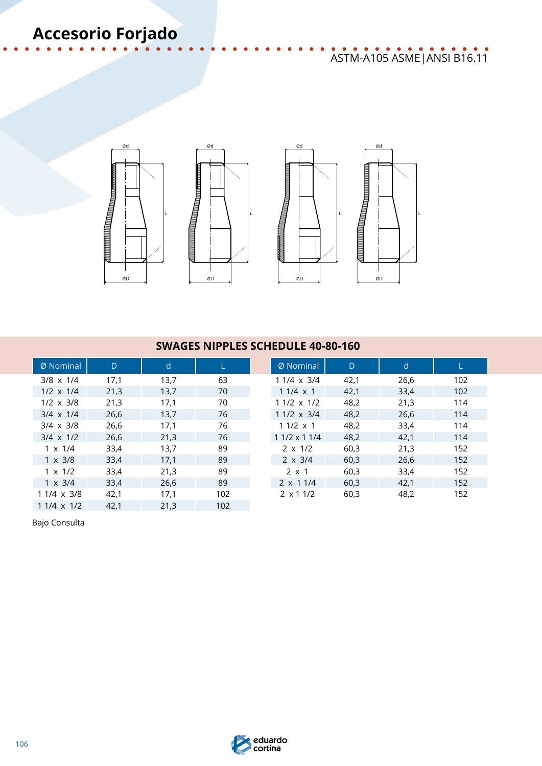# Accesorio Forjado

ASTM-A105 ASME|ANSI B16.11

## SWAGES NIPPLES SCHEDULE 40-80-160

| Ø Nominal | D | d | L |
|---|---|---|---|
| 3/8 x 1/4 | 17,1 | 13,7 | 63 |
| 1/2 x 1/4 | 21,3 | 13,7 | 70 |
| 1/2 x 3/8 | 21,3 | 17,1 | 70 |
| 3/4 x 1/4 | 26,6 | 13,7 | 76 |
| 3/4 x 3/8 | 26,6 | 17,1 | 76 |
| 3/4 x 1/2 | 26,6 | 21,3 | 76 |
| 1 x 1/4 | 33,4 | 13,7 | 89 |
| 1 x 3/8 | 33,4 | 17,1 | 89 |
| 1 x 1/2 | 33,4 | 21,3 | 89 |
| 1 x 3/4 | 33,4 | 26,6 | 89 |
| 1 1/4 x 3/8 | 42,1 | 17,1 | 102 |
| 1 1/4 x 1/2 | 42,1 | 21,3 | 102 |

| Ø Nominal | D | d | L |
|---|---|---|---|
| 1 1/4 x 3/4 | 42,1 | 26,6 | 102 |
| 1 1/4 x 1 | 42,1 | 33,4 | 102 |
| 1 1/2 x 1/2 | 48,2 | 21,3 | 114 |
| 1 1/2 x 3/4 | 48,2 | 26,6 | 114 |
| 1 1/2 x 1 | 48,2 | 33,4 | 114 |
| 1 1/2 x 1 1/4 | 48,2 | 42,1 | 114 |
| 2 x 1/2 | 60,3 | 21,3 | 152 |
| 2 x 3/4 | 60,3 | 26,6 | 152 |
| 2 x 1 | 60,3 | 33,4 | 152 |
| 2 x 1 1/4 | 60,3 | 42,1 | 152 |
| 2 x 1 1/2 | 60,3 | 48,2 | 152 |

Bajo Consulta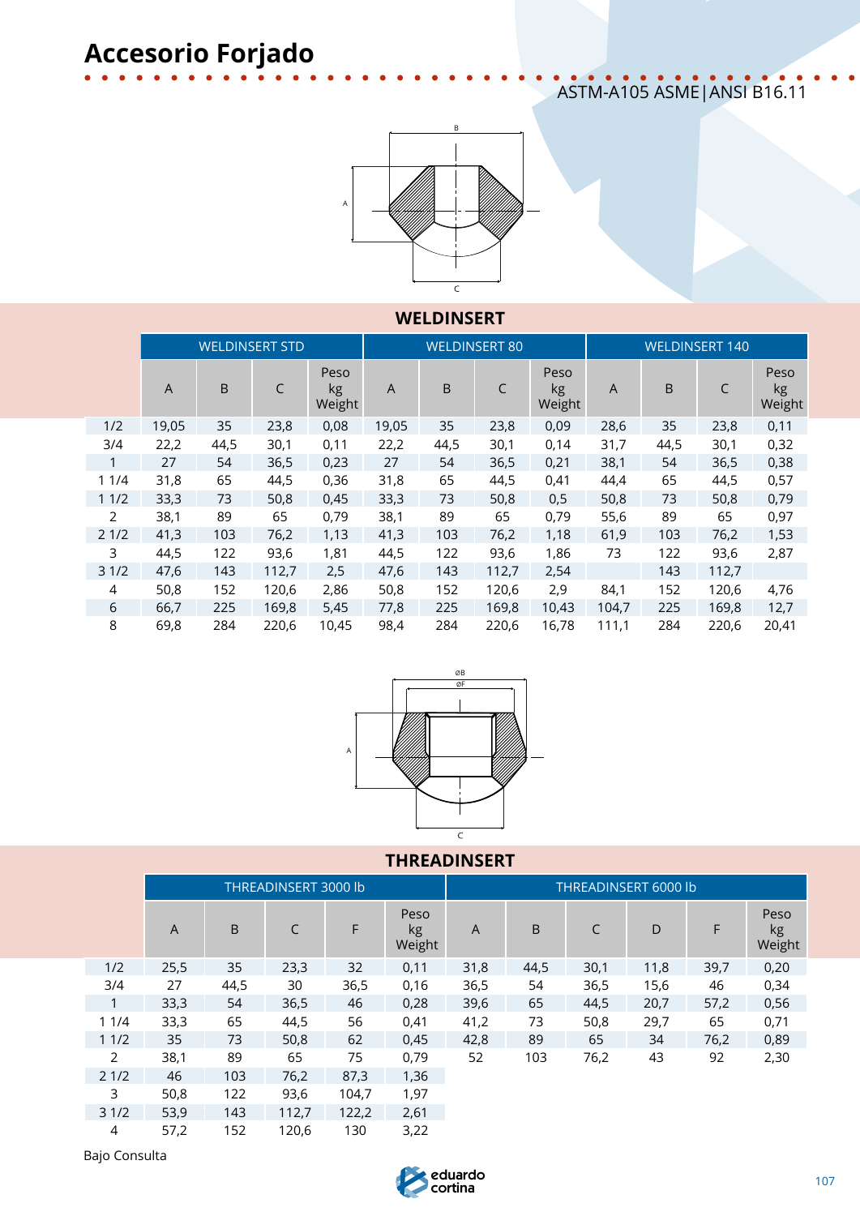# Accesorio Forjado

ASTM-A105 ASME|ANSI B16.11

## WELDINSERT

| | WELDINSERT STD | | | | WELDINSERT 80 | | | | WELDINSERT 140 | | | |
|---|---|---|---|---|---|---|---|---|---|---|---|---|
| | A | B | C | Peso kg Weight | A | B | C | Peso kg Weight | A | B | C | Peso kg Weight |
| 1/2 | 19,05 | 35 | 23,8 | 0,08 | 19,05 | 35 | 23,8 | 0,09 | 28,6 | 35 | 23,8 | 0,11 |
| 3/4 | 22,2 | 44,5 | 30,1 | 0,11 | 22,2 | 44,5 | 30,1 | 0,14 | 31,7 | 44,5 | 30,1 | 0,32 |
| 1 | 27 | 54 | 36,5 | 0,23 | 27 | 54 | 36,5 | 0,21 | 38,1 | 54 | 36,5 | 0,38 |
| 1 1/4 | 31,8 | 65 | 44,5 | 0,36 | 31,8 | 65 | 44,5 | 0,41 | 44,4 | 65 | 44,5 | 0,57 |
| 1 1/2 | 33,3 | 73 | 50,8 | 0,45 | 33,3 | 73 | 50,8 | 0,5 | 50,8 | 73 | 50,8 | 0,79 |
| 2 | 38,1 | 89 | 65 | 0,79 | 38,1 | 89 | 65 | 0,79 | 55,6 | 89 | 65 | 0,97 |
| 2 1/2 | 41,3 | 103 | 76,2 | 1,13 | 41,3 | 103 | 76,2 | 1,18 | 61,9 | 103 | 76,2 | 1,53 |
| 3 | 44,5 | 122 | 93,6 | 1,81 | 44,5 | 122 | 93,6 | 1,86 | 73 | 122 | 93,6 | 2,87 |
| 3 1/2 | 47,6 | 143 | 112,7 | 2,5 | 47,6 | 143 | 112,7 | 2,54 | | 143 | 112,7 | |
| 4 | 50,8 | 152 | 120,6 | 2,86 | 50,8 | 152 | 120,6 | 2,9 | 84,1 | 152 | 120,6 | 4,76 |
| 6 | 66,7 | 225 | 169,8 | 5,45 | 77,8 | 225 | 169,8 | 10,43 | 104,7 | 225 | 169,8 | 12,7 |
| 8 | 69,8 | 284 | 220,6 | 10,45 | 98,4 | 284 | 220,6 | 16,78 | 111,1 | 284 | 220,6 | 20,41 |

## THREADINSERT

| | THREADINSERT 3000 lb | | | | | THREADINSERT 6000 lb | | | | | |
|---|---|---|---|---|---|---|---|---|---|---|---|
| | A | B | C | F | Peso kg Weight | A | B | C | D | F | Peso kg Weight |
| 1/2 | 25,5 | 35 | 23,3 | 32 | 0,11 | 31,8 | 44,5 | 30,1 | 11,8 | 39,7 | 0,20 |
| 3/4 | 27 | 44,5 | 30 | 36,5 | 0,16 | 36,5 | 54 | 36,5 | 15,6 | 46 | 0,34 |
| 1 | 33,3 | 54 | 36,5 | 46 | 0,28 | 39,6 | 65 | 44,5 | 20,7 | 57,2 | 0,56 |
| 1 1/4 | 33,3 | 65 | 44,5 | 56 | 0,41 | 41,2 | 73 | 50,8 | 29,7 | 65 | 0,71 |
| 1 1/2 | 35 | 73 | 50,8 | 62 | 0,45 | 42,8 | 89 | 65 | 34 | 76,2 | 0,89 |
| 2 | 38,1 | 89 | 65 | 75 | 0,79 | 52 | 103 | 76,2 | 43 | 92 | 2,30 |
| 2 1/2 | 46 | 103 | 76,2 | 87,3 | 1,36 | | | | | | |
| 3 | 50,8 | 122 | 93,6 | 104,7 | 1,97 | | | | | | |
| 3 1/2 | 53,9 | 143 | 112,7 | 122,2 | 2,61 | | | | | | |
| 4 | 57,2 | 152 | 120,6 | 130 | 3,22 | | | | | | |

Bajo Consulta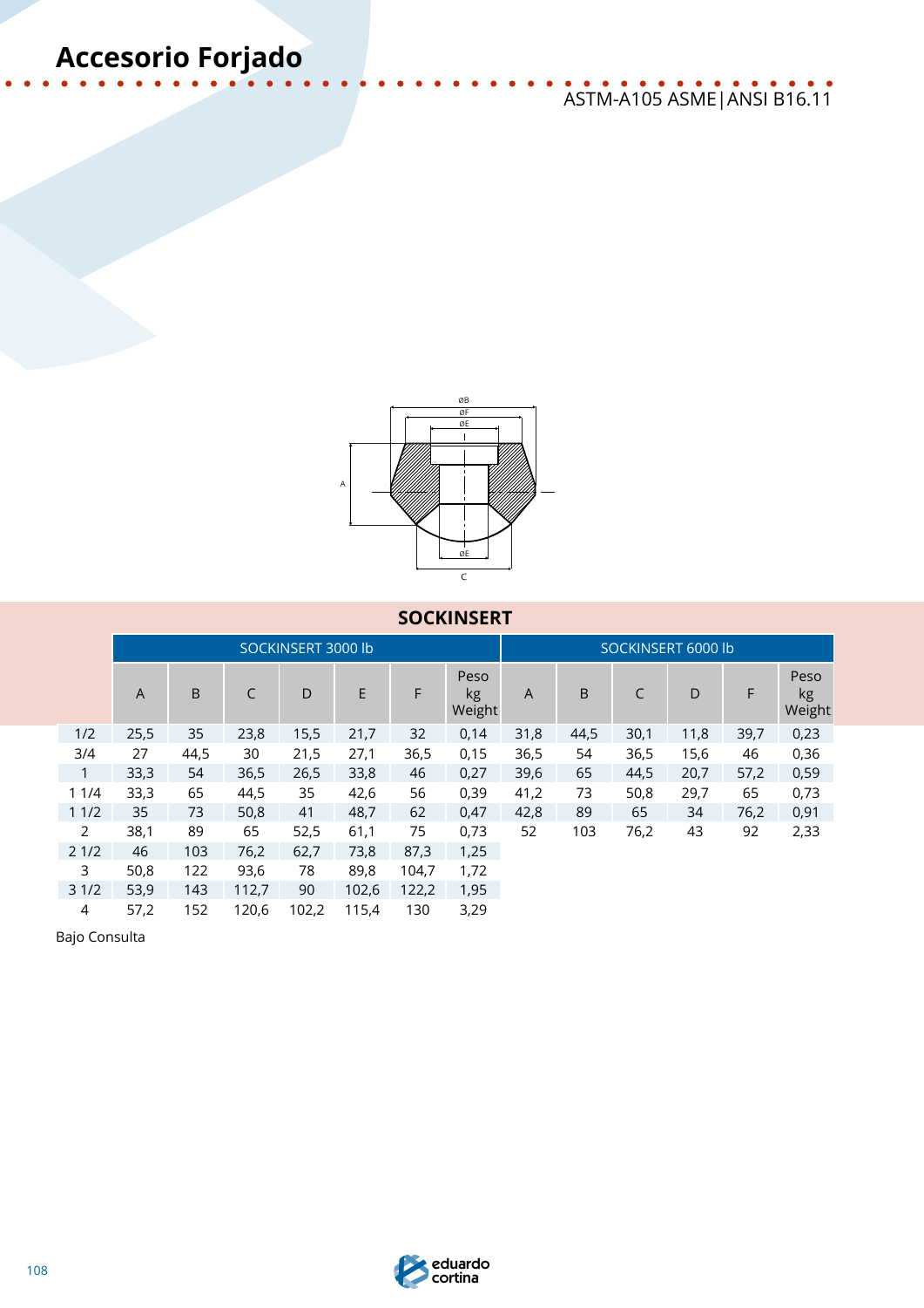# Accesorio Forjado

ASTM-A105 ASME|ANSI B16.11

øB
øF
øE
A
øE
C

## SOCKINSERT

| | SOCKINSERT 3000 lb | | | | | | | SOCKINSERT 6000 lb | | | | | |
|---|---|---|---|---|---|---|---|---|---|---|---|---|---|
| | A | B | C | D | E | F | Peso kg Weight | A | B | C | D | F | Peso kg Weight |
| 1/2 | 25,5 | 35 | 23,8 | 15,5 | 21,7 | 32 | 0,14 | 31,8 | 44,5 | 30,1 | 11,8 | 39,7 | 0,23 |
| 3/4 | 27 | 44,5 | 30 | 21,5 | 27,1 | 36,5 | 0,15 | 36,5 | 54 | 36,5 | 15,6 | 46 | 0,36 |
| 1 | 33,3 | 54 | 36,5 | 26,5 | 33,8 | 46 | 0,27 | 39,6 | 65 | 44,5 | 20,7 | 57,2 | 0,59 |
| 1 1/4 | 33,3 | 65 | 44,5 | 35 | 42,6 | 56 | 0,39 | 41,2 | 73 | 50,8 | 29,7 | 65 | 0,73 |
| 1 1/2 | 35 | 73 | 50,8 | 41 | 48,7 | 62 | 0,47 | 42,8 | 89 | 65 | 34 | 76,2 | 0,91 |
| 2 | 38,1 | 89 | 65 | 52,5 | 61,1 | 75 | 0,73 | 52 | 103 | 76,2 | 43 | 92 | 2,33 |
| 2 1/2 | 46 | 103 | 76,2 | 62,7 | 73,8 | 87,3 | 1,25 | | | | | | |
| 3 | 50,8 | 122 | 93,6 | 78 | 89,8 | 104,7 | 1,72 | | | | | | |
| 3 1/2 | 53,9 | 143 | 112,7 | 90 | 102,6 | 122,2 | 1,95 | | | | | | |
| 4 | 57,2 | 152 | 120,6 | 102,2 | 115,4 | 130 | 3,29 | | | | | | |

Bajo Consulta